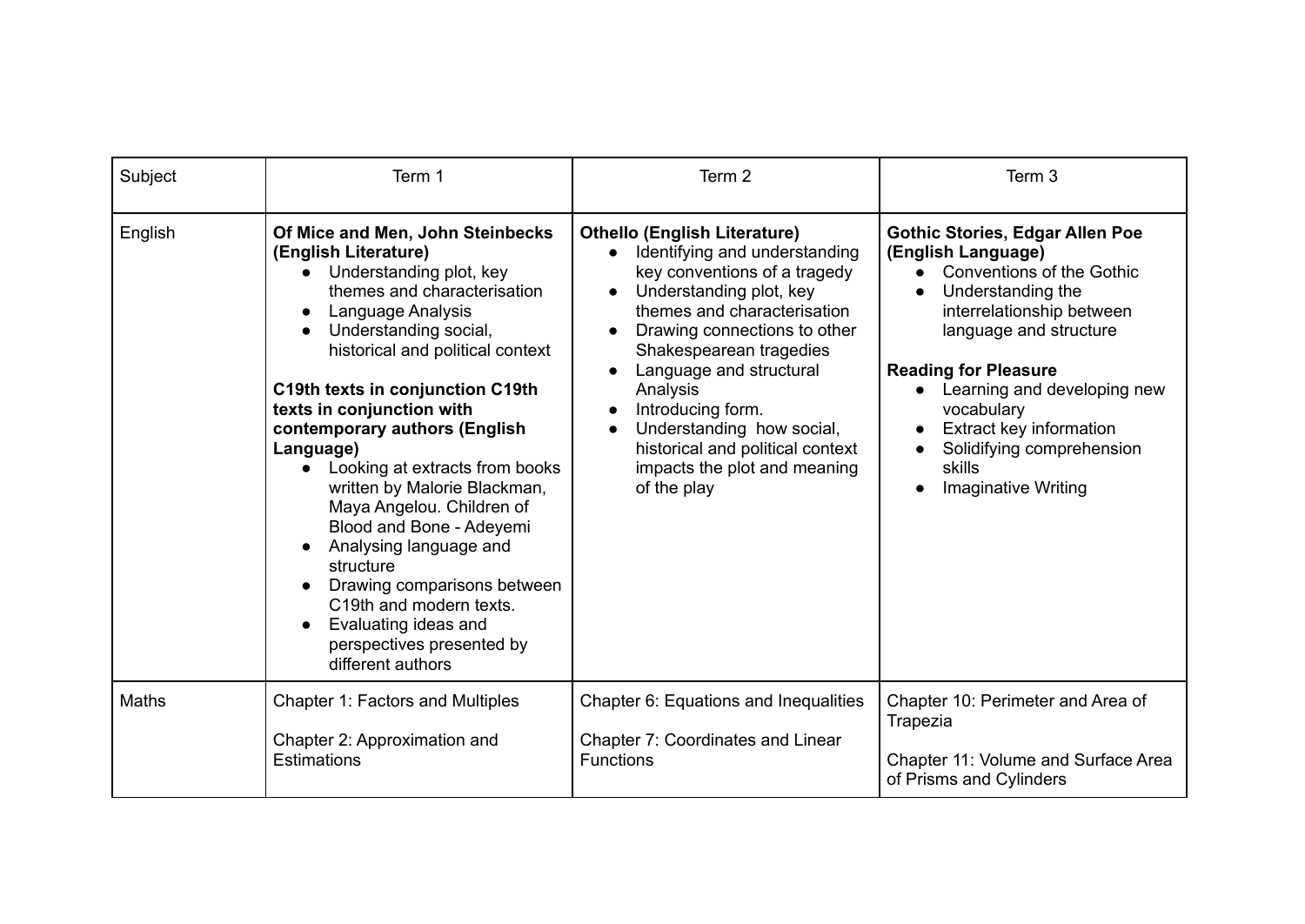| Subject | Term 1 | Term 2 | Term 3 |
| --- | --- | --- | --- |
| English | **Of Mice and Men, John Steinbecks (English Literature)**<br>● Understanding plot, key themes and characterisation<br>● Language Analysis<br>● Understanding social, historical and political context<br><br>**C19th texts in conjunction C19th texts in conjunction with contemporary authors (English Language)**<br>● Looking at extracts from books written by Malorie Blackman, Maya Angelou. Children of Blood and Bone - Adeyemi<br>● Analysing language and structure<br>● Drawing comparisons between C19th and modern texts.<br>● Evaluating ideas and perspectives presented by different authors | **Othello (English Literature)**<br>● Identifying and understanding key conventions of a tragedy<br>● Understanding plot, key themes and characterisation<br>● Drawing connections to other Shakespearean tragedies<br>● Language and structural Analysis<br>● Introducing form.<br>● Understanding how social, historical and political context impacts the plot and meaning of the play | **Gothic Stories, Edgar Allen Poe (English Language)**<br>● Conventions of the Gothic<br>● Understanding the interrelationship between language and structure<br><br>**Reading for Pleasure**<br>● Learning and developing new vocabulary<br>● Extract key information<br>● Solidifying comprehension skills<br>● Imaginative Writing |
| Maths | Chapter 1: Factors and Multiples<br><br>Chapter 2: Approximation and Estimations | Chapter 6: Equations and Inequalities<br><br>Chapter 7: Coordinates and Linear Functions | Chapter 10: Perimeter and Area of Trapezia<br><br>Chapter 11: Volume and Surface Area of Prisms and Cylinders |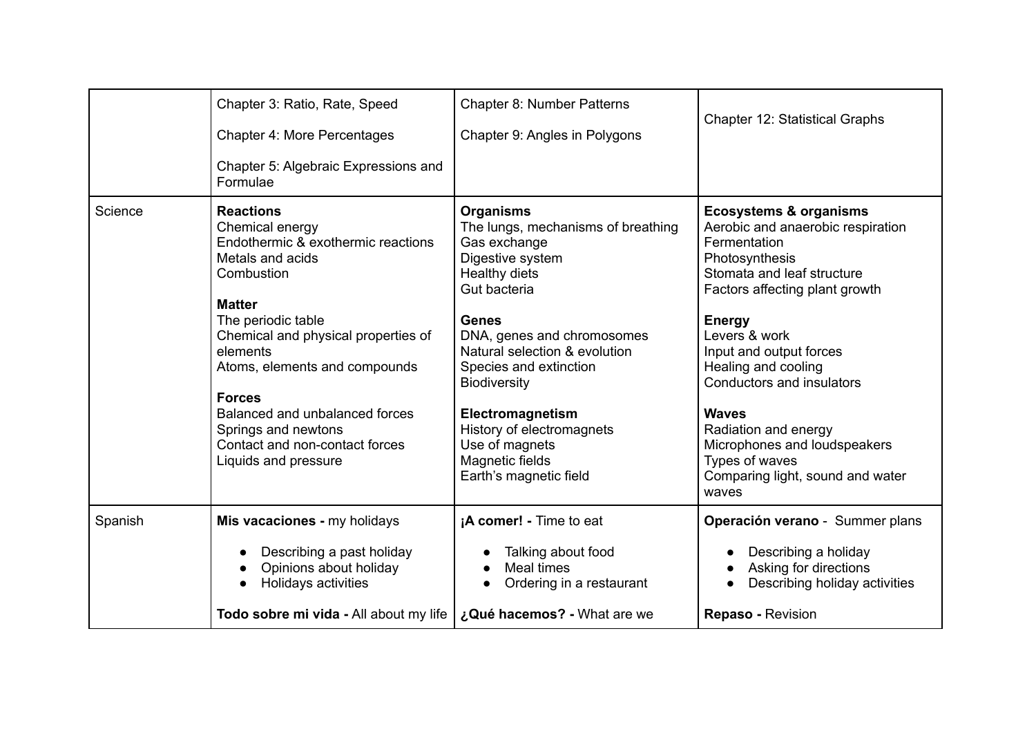| | | | |
|---|---|---|---|
| | Chapter 3: Ratio, Rate, Speed<br><br>Chapter 4: More Percentages<br><br>Chapter 5: Algebraic Expressions and Formulae | Chapter 8: Number Patterns<br><br>Chapter 9: Angles in Polygons | Chapter 12: Statistical Graphs |
| Science | **Reactions**<br>Chemical energy<br>Endothermic & exothermic reactions<br>Metals and acids<br>Combustion<br><br>**Matter**<br>The periodic table<br>Chemical and physical properties of elements<br>Atoms, elements and compounds<br><br>**Forces**<br>Balanced and unbalanced forces<br>Springs and newtons<br>Contact and non-contact forces<br>Liquids and pressure | **Organisms**<br>The lungs, mechanisms of breathing<br>Gas exchange<br>Digestive system<br>Healthy diets<br>Gut bacteria<br><br>**Genes**<br>DNA, genes and chromosomes<br>Natural selection & evolution<br>Species and extinction<br>Biodiversity<br><br>**Electromagnetism**<br>History of electromagnets<br>Use of magnets<br>Magnetic fields<br>Earth's magnetic field | **Ecosystems & organisms**<br>Aerobic and anaerobic respiration<br>Fermentation<br>Photosynthesis<br>Stomata and leaf structure<br>Factors affecting plant growth<br><br>**Energy**<br>Levers & work<br>Input and output forces<br>Healing and cooling<br>Conductors and insulators<br><br>**Waves**<br>Radiation and energy<br>Microphones and loudspeakers<br>Types of waves<br>Comparing light, sound and water waves |
| Spanish | **Mis vacaciones -** my holidays<br><br>• Describing a past holiday<br>• Opinions about holiday<br>• Holidays activities<br><br>**Todo sobre mi vida -** All about my life | **¡A comer! -** Time to eat<br><br>• Talking about food<br>• Meal times<br>• Ordering in a restaurant<br><br>**¿Qué hacemos? -** What are we | **Operación verano** - Summer plans<br><br>• Describing a holiday<br>• Asking for directions<br>• Describing holiday activities<br><br>**Repaso -** Revision |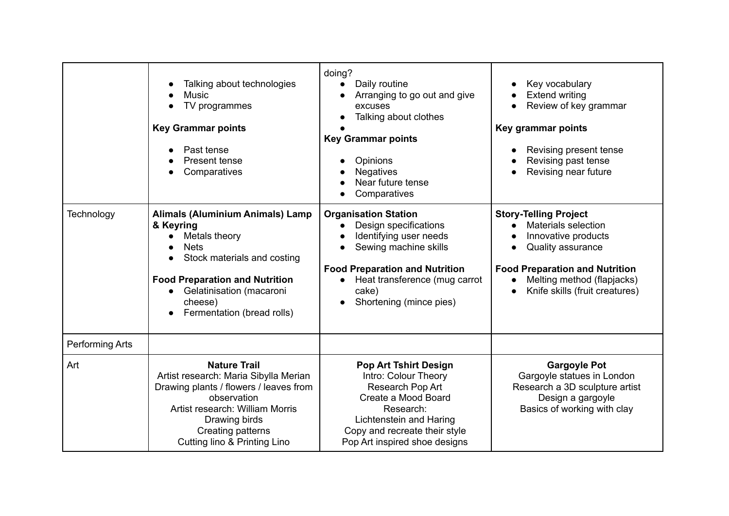| | | | |
|---|---|---|---|
| | • Talking about technologies<br>• Music<br>• TV programmes<br><br>**Key Grammar points**<br><br>• Past tense<br>• Present tense<br>• Comparatives | doing?<br>• Daily routine<br>• Arranging to go out and give excuses<br>• Talking about clothes<br>•<br>**Key Grammar points**<br><br>• Opinions<br>• Negatives<br>• Near future tense<br>• Comparatives | • Key vocabulary<br>• Extend writing<br>• Review of key grammar<br><br>**Key grammar points**<br><br>• Revising present tense<br>• Revising past tense<br>• Revising near future |
| Technology | **Alimals (Aluminium Animals) Lamp & Keyring**<br>• Metals theory<br>• Nets<br>• Stock materials and costing<br><br>**Food Preparation and Nutrition**<br>• Gelatinisation (macaroni cheese)<br>• Fermentation (bread rolls) | **Organisation Station**<br>• Design specifications<br>• Identifying user needs<br>• Sewing machine skills<br><br>**Food Preparation and Nutrition**<br>• Heat transference (mug carrot cake)<br>• Shortening (mince pies) | **Story-Telling Project**<br>• Materials selection<br>• Innovative products<br>• Quality assurance<br><br>**Food Preparation and Nutrition**<br>• Melting method (flapjacks)<br>• Knife skills (fruit creatures) |
| Performing Arts | | | |
| Art | **Nature Trail**<br>Artist research: Maria Sibylla Merian<br>Drawing plants / flowers / leaves from observation<br>Artist research: William Morris<br>Drawing birds<br>Creating patterns<br>Cutting lino & Printing Lino | **Pop Art Tshirt Design**<br>Intro: Colour Theory<br>Research Pop Art<br>Create a Mood Board<br>Research:<br>Lichtenstein and Haring<br>Copy and recreate their style<br>Pop Art inspired shoe designs | **Gargoyle Pot**<br>Gargoyle statues in London<br>Research a 3D sculpture artist<br>Design a gargoyle<br>Basics of working with clay |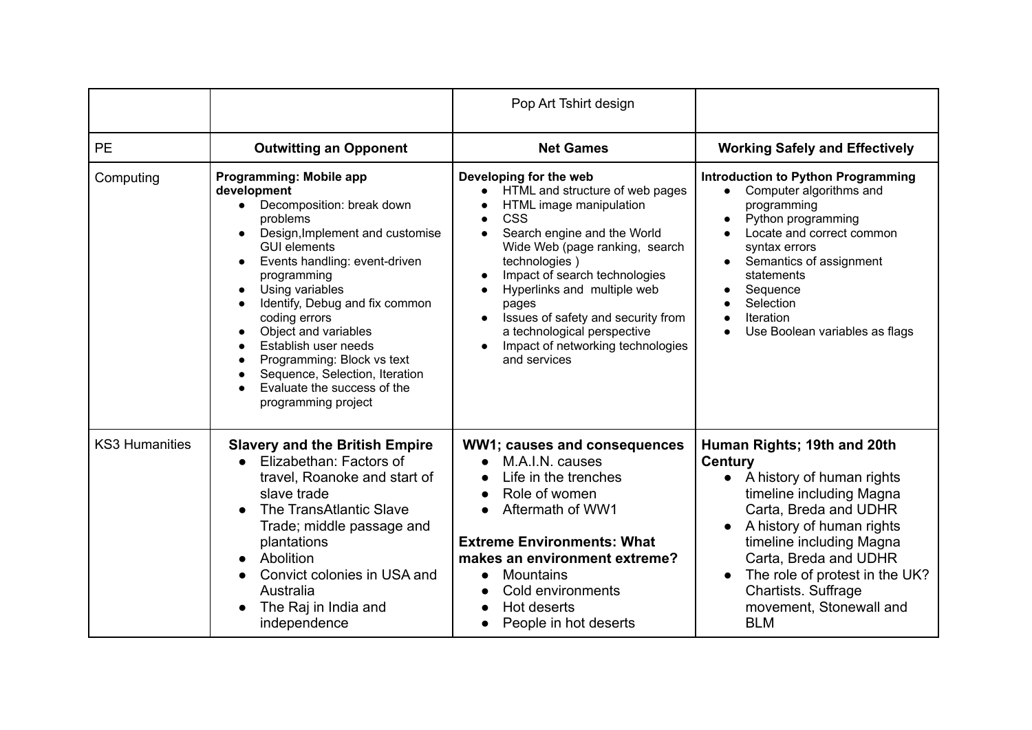| | | | |
|---|---|---|---|
| | | Pop Art Tshirt design | |
| PE | **Outwitting an Opponent** | **Net Games** | **Working Safely and Effectively** |
| Computing | **Programming: Mobile app development**<br>● Decomposition: break down problems<br>● Design,Implement and customise GUI elements<br>● Events handling: event-driven programming<br>● Using variables<br>● Identify, Debug and fix common coding errors<br>● Object and variables<br>● Establish user needs<br>● Programming: Block vs text<br>● Sequence, Selection, Iteration<br>● Evaluate the success of the programming project | **Developing for the web**<br>● HTML and structure of web pages<br>● HTML image manipulation<br>● CSS<br>● Search engine and the World Wide Web (page ranking, search technologies )<br>● Impact of search technologies<br>● Hyperlinks and multiple web pages<br>● Issues of safety and security from a technological perspective<br>● Impact of networking technologies and services | **Introduction to Python Programming**<br>● Computer algorithms and programming<br>● Python programming<br>● Locate and correct common syntax errors<br>● Semantics of assignment statements<br>● Sequence<br>● Selection<br>● Iteration<br>● Use Boolean variables as flags |
| KS3 Humanities | **Slavery and the British Empire**<br>● Elizabethan: Factors of travel, Roanoke and start of slave trade<br>● The TransAtlantic Slave Trade; middle passage and plantations<br>● Abolition<br>● Convict colonies in USA and Australia<br>● The Raj in India and independence | **WW1; causes and consequences**<br>● M.A.I.N. causes<br>● Life in the trenches<br>● Role of women<br>● Aftermath of WW1<br><br>**Extreme Environments: What makes an environment extreme?**<br>● Mountains<br>● Cold environments<br>● Hot deserts<br>● People in hot deserts | **Human Rights; 19th and 20th Century**<br>● A history of human rights timeline including Magna Carta, Breda and UDHR<br>● A history of human rights timeline including Magna Carta, Breda and UDHR<br>● The role of protest in the UK? Chartists. Suffrage movement, Stonewall and BLM |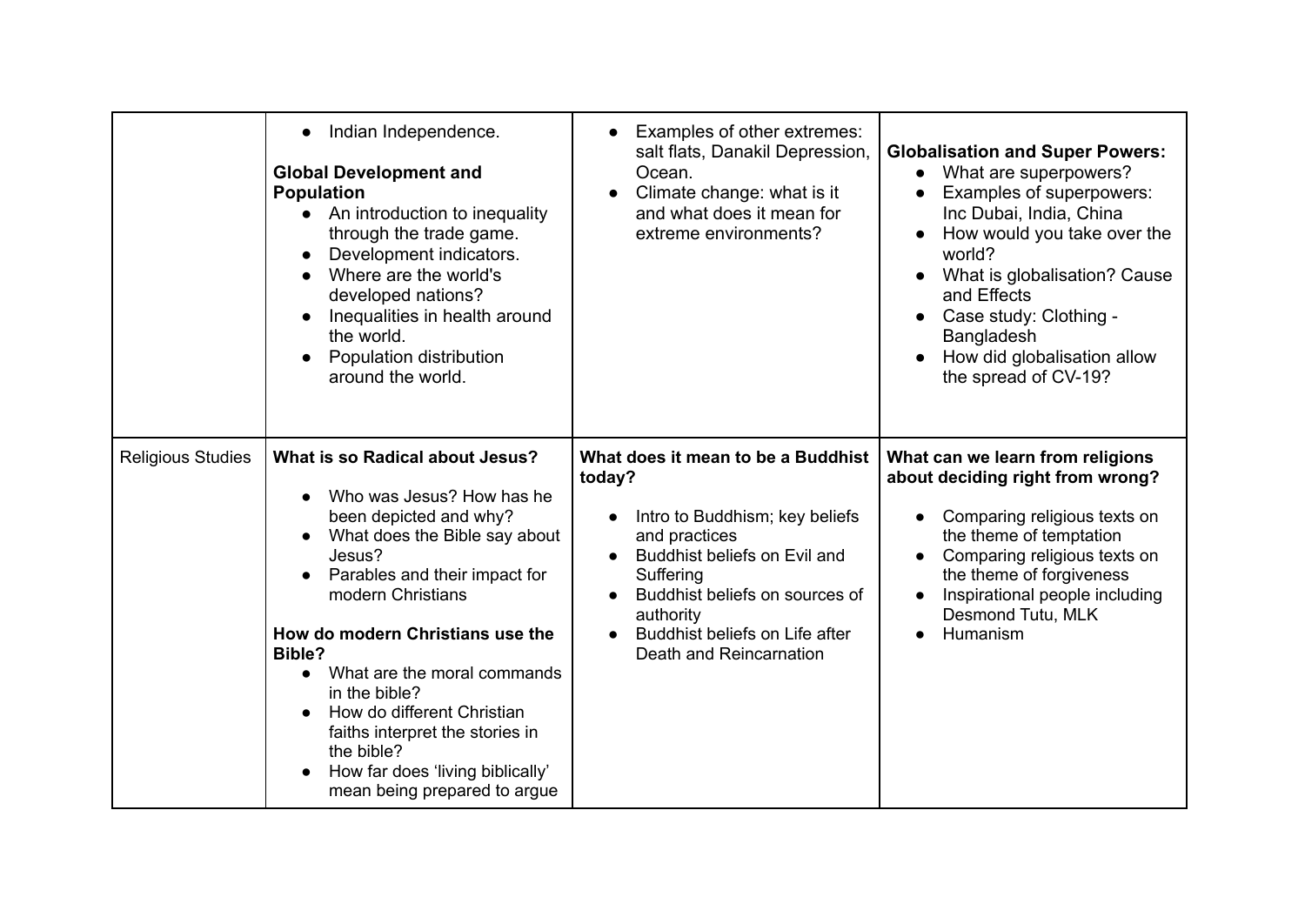| | | | |
|---|---|---|---|
| | • Indian Independence.<br><br>**Global Development and Population**<br>• An introduction to inequality through the trade game.<br>• Development indicators.<br>• Where are the world's developed nations?<br>• Inequalities in health around the world.<br>• Population distribution around the world. | • Examples of other extremes: salt flats, Danakil Depression, Ocean.<br>• Climate change: what is it and what does it mean for extreme environments? | **Globalisation and Super Powers:**<br>• What are superpowers?<br>• Examples of superpowers: Inc Dubai, India, China<br>• How would you take over the world?<br>• What is globalisation? Cause and Effects<br>• Case study: Clothing - Bangladesh<br>• How did globalisation allow the spread of CV-19? |
| Religious Studies | **What is so Radical about Jesus?**<br>• Who was Jesus? How has he been depicted and why?<br>• What does the Bible say about Jesus?<br>• Parables and their impact for modern Christians<br><br>**How do modern Christians use the Bible?**<br>• What are the moral commands in the bible?<br>• How do different Christian faiths interpret the stories in the bible?<br>• How far does 'living biblically' mean being prepared to argue | **What does it mean to be a Buddhist today?**<br>• Intro to Buddhism; key beliefs and practices<br>• Buddhist beliefs on Evil and Suffering<br>• Buddhist beliefs on sources of authority<br>• Buddhist beliefs on Life after Death and Reincarnation | **What can we learn from religions about deciding right from wrong?**<br>• Comparing religious texts on the theme of temptation<br>• Comparing religious texts on the theme of forgiveness<br>• Inspirational people including Desmond Tutu, MLK<br>• Humanism |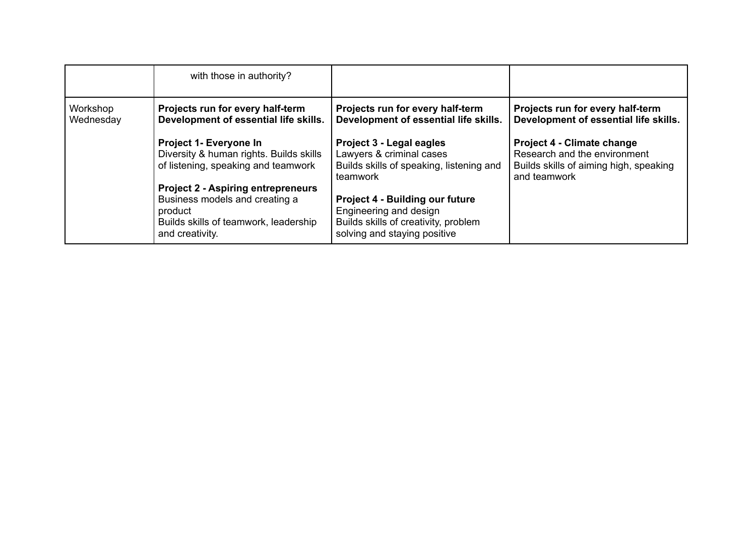| | | | |
|---|---|---|---|
| | with those in authority? | | |
| Workshop Wednesday | **Projects run for every half-term Development of essential life skills.**<br><br>**Project 1- Everyone In**<br>Diversity & human rights. Builds skills of listening, speaking and teamwork<br><br>**Project 2 - Aspiring entrepreneurs**<br>Business models and creating a product<br>Builds skills of teamwork, leadership and creativity. | **Projects run for every half-term Development of essential life skills.**<br><br>**Project 3 - Legal eagles**<br>Lawyers & criminal cases<br>Builds skills of speaking, listening and teamwork<br><br>**Project 4 - Building our future**<br>Engineering and design<br>Builds skills of creativity, problem solving and staying positive | **Projects run for every half-term Development of essential life skills.**<br><br>**Project 4 - Climate change**<br>Research and the environment<br>Builds skills of aiming high, speaking and teamwork |